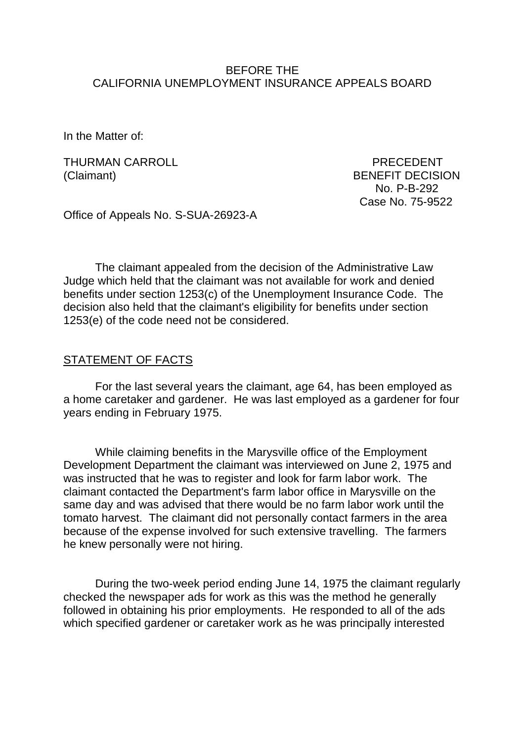BEFORE THE
CALIFORNIA UNEMPLOYMENT INSURANCE APPEALS BOARD

In the Matter of:

THURMAN CARROLL
(Claimant)

PRECEDENT
BENEFIT DECISION
No. P-B-292
Case No. 75-9522

Office of Appeals No. S-SUA-26923-A

The claimant appealed from the decision of the Administrative Law Judge which held that the claimant was not available for work and denied benefits under section 1253(c) of the Unemployment Insurance Code. The decision also held that the claimant's eligibility for benefits under section 1253(e) of the code need not be considered.

STATEMENT OF FACTS

For the last several years the claimant, age 64, has been employed as a home caretaker and gardener. He was last employed as a gardener for four years ending in February 1975.

While claiming benefits in the Marysville office of the Employment Development Department the claimant was interviewed on June 2, 1975 and was instructed that he was to register and look for farm labor work. The claimant contacted the Department's farm labor office in Marysville on the same day and was advised that there would be no farm labor work until the tomato harvest. The claimant did not personally contact farmers in the area because of the expense involved for such extensive travelling. The farmers he knew personally were not hiring.

During the two-week period ending June 14, 1975 the claimant regularly checked the newspaper ads for work as this was the method he generally followed in obtaining his prior employments. He responded to all of the ads which specified gardener or caretaker work as he was principally interested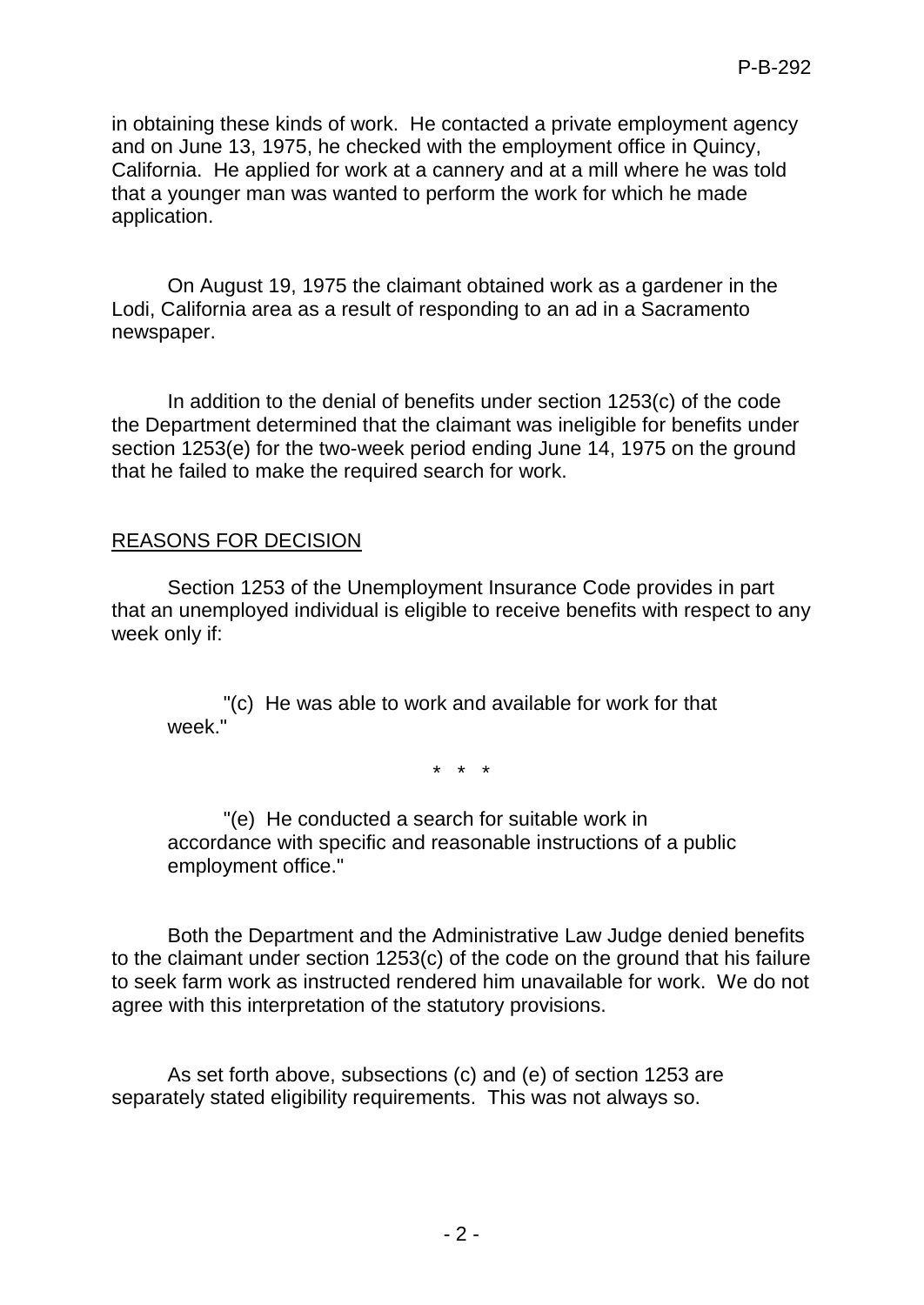in obtaining these kinds of work. He contacted a private employment agency and on June 13, 1975, he checked with the employment office in Quincy, California. He applied for work at a cannery and at a mill where he was told that a younger man was wanted to perform the work for which he made application.

On August 19, 1975 the claimant obtained work as a gardener in the Lodi, California area as a result of responding to an ad in a Sacramento newspaper.

In addition to the denial of benefits under section 1253(c) of the code the Department determined that the claimant was ineligible for benefits under section 1253(e) for the two-week period ending June 14, 1975 on the ground that he failed to make the required search for work.

## REASONS FOR DECISION

Section 1253 of the Unemployment Insurance Code provides in part that an unemployed individual is eligible to receive benefits with respect to any week only if:

> "(c) He was able to work and available for work for that week."
>
> \* \* \*
>
> "(e) He conducted a search for suitable work in accordance with specific and reasonable instructions of a public employment office."

Both the Department and the Administrative Law Judge denied benefits to the claimant under section 1253(c) of the code on the ground that his failure to seek farm work as instructed rendered him unavailable for work. We do not agree with this interpretation of the statutory provisions.

As set forth above, subsections (c) and (e) of section 1253 are separately stated eligibility requirements. This was not always so.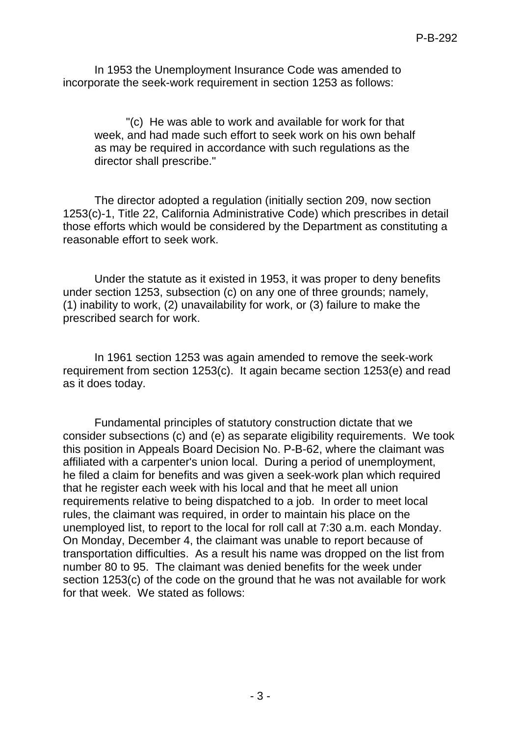In 1953 the Unemployment Insurance Code was amended to incorporate the seek-work requirement in section 1253 as follows:

> "(c) He was able to work and available for work for that week, and had made such effort to seek work on his own behalf as may be required in accordance with such regulations as the director shall prescribe."

The director adopted a regulation (initially section 209, now section 1253(c)-1, Title 22, California Administrative Code) which prescribes in detail those efforts which would be considered by the Department as constituting a reasonable effort to seek work.

Under the statute as it existed in 1953, it was proper to deny benefits under section 1253, subsection (c) on any one of three grounds; namely, (1) inability to work, (2) unavailability for work, or (3) failure to make the prescribed search for work.

In 1961 section 1253 was again amended to remove the seek-work requirement from section 1253(c). It again became section 1253(e) and read as it does today.

Fundamental principles of statutory construction dictate that we consider subsections (c) and (e) as separate eligibility requirements. We took this position in Appeals Board Decision No. P-B-62, where the claimant was affiliated with a carpenter's union local. During a period of unemployment, he filed a claim for benefits and was given a seek-work plan which required that he register each week with his local and that he meet all union requirements relative to being dispatched to a job. In order to meet local rules, the claimant was required, in order to maintain his place on the unemployed list, to report to the local for roll call at 7:30 a.m. each Monday. On Monday, December 4, the claimant was unable to report because of transportation difficulties. As a result his name was dropped on the list from number 80 to 95. The claimant was denied benefits for the week under section 1253(c) of the code on the ground that he was not available for work for that week. We stated as follows: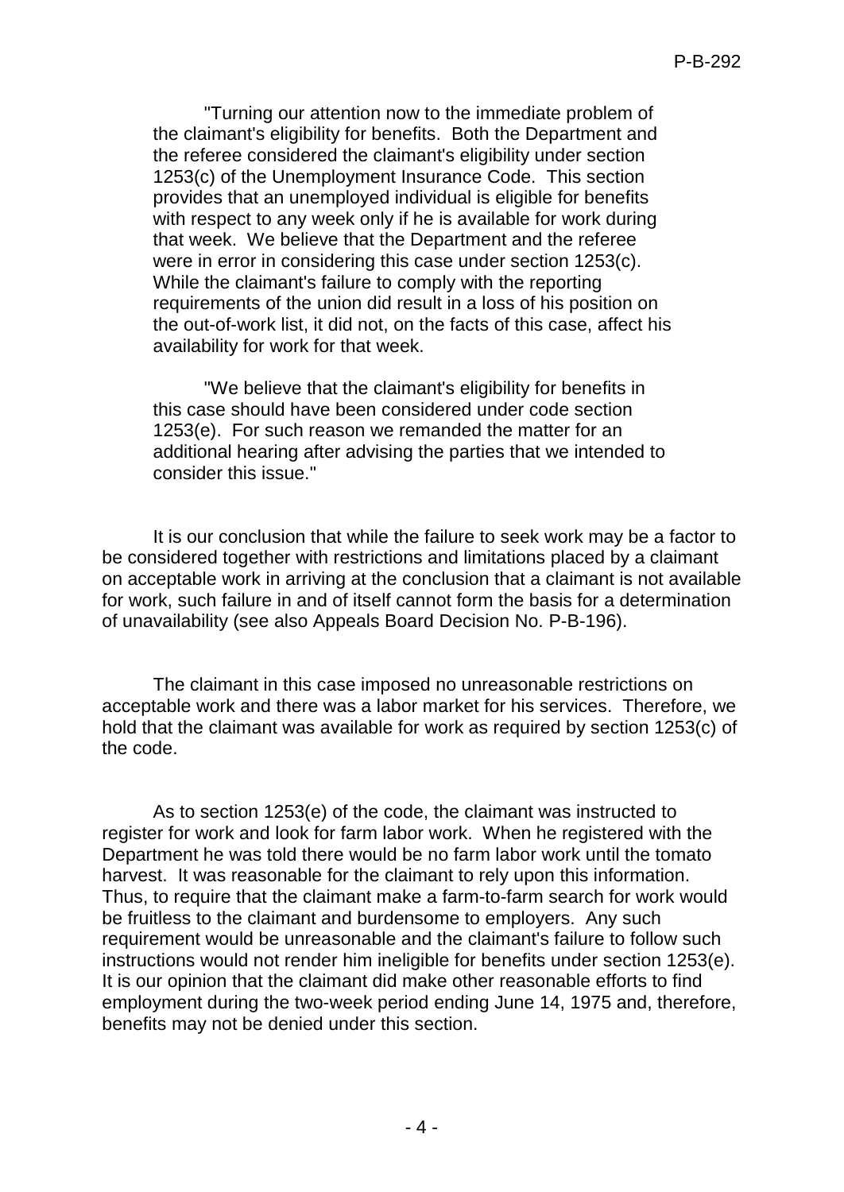> "Turning our attention now to the immediate problem of the claimant's eligibility for benefits. Both the Department and the referee considered the claimant's eligibility under section 1253(c) of the Unemployment Insurance Code. This section provides that an unemployed individual is eligible for benefits with respect to any week only if he is available for work during that week. We believe that the Department and the referee were in error in considering this case under section 1253(c). While the claimant's failure to comply with the reporting requirements of the union did result in a loss of his position on the out-of-work list, it did not, on the facts of this case, affect his availability for work for that week.
>
> "We believe that the claimant's eligibility for benefits in this case should have been considered under code section 1253(e). For such reason we remanded the matter for an additional hearing after advising the parties that we intended to consider this issue."

It is our conclusion that while the failure to seek work may be a factor to be considered together with restrictions and limitations placed by a claimant on acceptable work in arriving at the conclusion that a claimant is not available for work, such failure in and of itself cannot form the basis for a determination of unavailability (see also Appeals Board Decision No. P-B-196).

The claimant in this case imposed no unreasonable restrictions on acceptable work and there was a labor market for his services. Therefore, we hold that the claimant was available for work as required by section 1253(c) of the code.

As to section 1253(e) of the code, the claimant was instructed to register for work and look for farm labor work. When he registered with the Department he was told there would be no farm labor work until the tomato harvest. It was reasonable for the claimant to rely upon this information. Thus, to require that the claimant make a farm-to-farm search for work would be fruitless to the claimant and burdensome to employers. Any such requirement would be unreasonable and the claimant's failure to follow such instructions would not render him ineligible for benefits under section 1253(e). It is our opinion that the claimant did make other reasonable efforts to find employment during the two-week period ending June 14, 1975 and, therefore, benefits may not be denied under this section.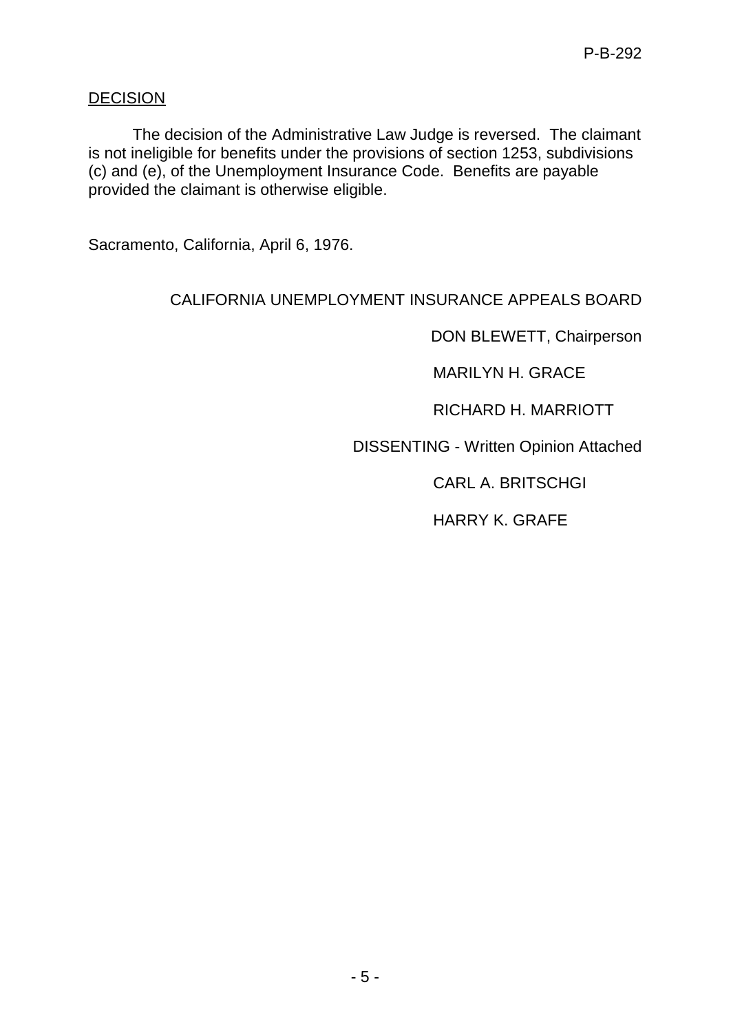DECISION

The decision of the Administrative Law Judge is reversed. The claimant is not ineligible for benefits under the provisions of section 1253, subdivisions (c) and (e), of the Unemployment Insurance Code. Benefits are payable provided the claimant is otherwise eligible.

Sacramento, California, April 6, 1976.

CALIFORNIA UNEMPLOYMENT INSURANCE APPEALS BOARD

DON BLEWETT, Chairperson

MARILYN H. GRACE

RICHARD H. MARRIOTT

DISSENTING - Written Opinion Attached

CARL A. BRITSCHGI

HARRY K. GRAFE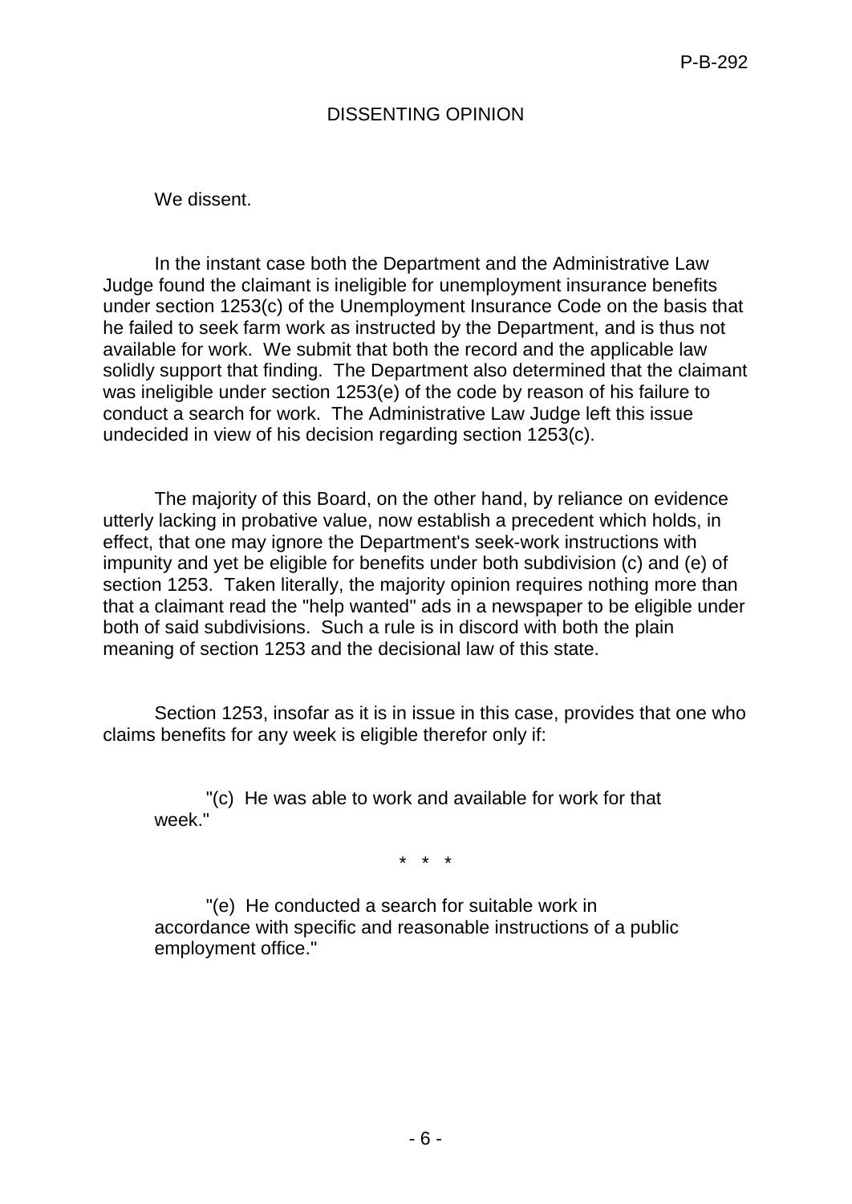## DISSENTING OPINION

We dissent.

In the instant case both the Department and the Administrative Law Judge found the claimant is ineligible for unemployment insurance benefits under section 1253(c) of the Unemployment Insurance Code on the basis that he failed to seek farm work as instructed by the Department, and is thus not available for work. We submit that both the record and the applicable law solidly support that finding. The Department also determined that the claimant was ineligible under section 1253(e) of the code by reason of his failure to conduct a search for work. The Administrative Law Judge left this issue undecided in view of his decision regarding section 1253(c).

The majority of this Board, on the other hand, by reliance on evidence utterly lacking in probative value, now establish a precedent which holds, in effect, that one may ignore the Department's seek-work instructions with impunity and yet be eligible for benefits under both subdivision (c) and (e) of section 1253. Taken literally, the majority opinion requires nothing more than that a claimant read the "help wanted" ads in a newspaper to be eligible under both of said subdivisions. Such a rule is in discord with both the plain meaning of section 1253 and the decisional law of this state.

Section 1253, insofar as it is in issue in this case, provides that one who claims benefits for any week is eligible therefor only if:

> "(c) He was able to work and available for work for that week."
>
> \* \* \*
>
> "(e) He conducted a search for suitable work in accordance with specific and reasonable instructions of a public employment office."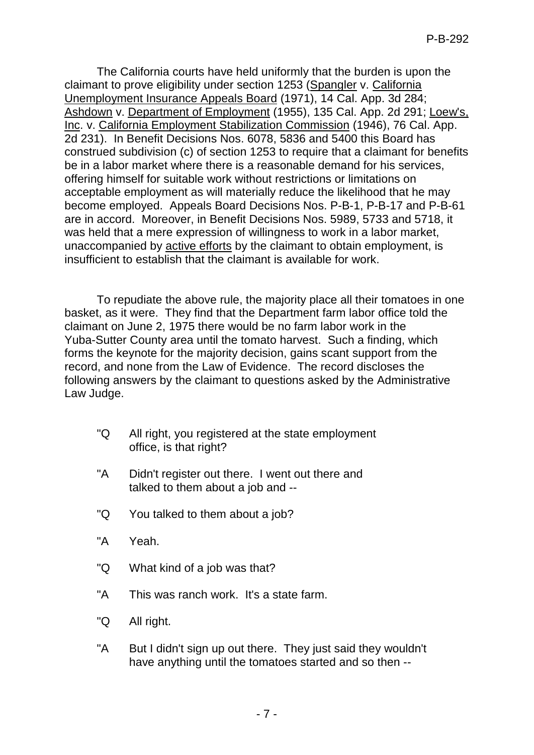The California courts have held uniformly that the burden is upon the claimant to prove eligibility under section 1253 (Spangler v. California Unemployment Insurance Appeals Board (1971), 14 Cal. App. 3d 284; Ashdown v. Department of Employment (1955), 135 Cal. App. 2d 291; Loew's, Inc. v. California Employment Stabilization Commission (1946), 76 Cal. App. 2d 231). In Benefit Decisions Nos. 6078, 5836 and 5400 this Board has construed subdivision (c) of section 1253 to require that a claimant for benefits be in a labor market where there is a reasonable demand for his services, offering himself for suitable work without restrictions or limitations on acceptable employment as will materially reduce the likelihood that he may become employed. Appeals Board Decisions Nos. P-B-1, P-B-17 and P-B-61 are in accord. Moreover, in Benefit Decisions Nos. 5989, 5733 and 5718, it was held that a mere expression of willingness to work in a labor market, unaccompanied by active efforts by the claimant to obtain employment, is insufficient to establish that the claimant is available for work.

To repudiate the above rule, the majority place all their tomatoes in one basket, as it were. They find that the Department farm labor office told the claimant on June 2, 1975 there would be no farm labor work in the Yuba-Sutter County area until the tomato harvest. Such a finding, which forms the keynote for the majority decision, gains scant support from the record, and none from the Law of Evidence. The record discloses the following answers by the claimant to questions asked by the Administrative Law Judge.

> "Q All right, you registered at the state employment office, is that right?
>
> "A Didn't register out there. I went out there and talked to them about a job and --
>
> "Q You talked to them about a job?
>
> "A Yeah.
>
> "Q What kind of a job was that?
>
> "A This was ranch work. It's a state farm.
>
> "Q All right.
>
> "A But I didn't sign up out there. They just said they wouldn't have anything until the tomatoes started and so then --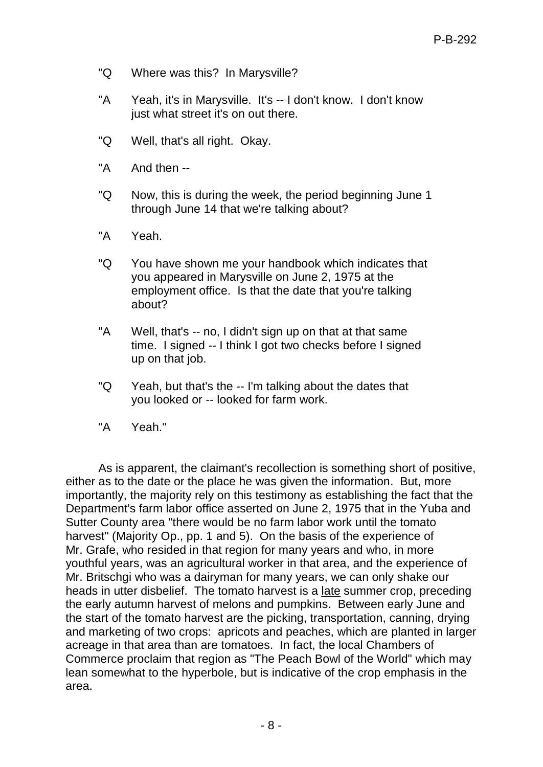"Q Where was this? In Marysville?

"A Yeah, it's in Marysville. It's -- I don't know. I don't know just what street it's on out there.

"Q Well, that's all right. Okay.

"A And then --

"Q Now, this is during the week, the period beginning June 1 through June 14 that we're talking about?

"A Yeah.

"Q You have shown me your handbook which indicates that you appeared in Marysville on June 2, 1975 at the employment office. Is that the date that you're talking about?

"A Well, that's -- no, I didn't sign up on that at that same time. I signed -- I think I got two checks before I signed up on that job.

"Q Yeah, but that's the -- I'm talking about the dates that you looked or -- looked for farm work.

"A Yeah."

As is apparent, the claimant's recollection is something short of positive, either as to the date or the place he was given the information. But, more importantly, the majority rely on this testimony as establishing the fact that the Department's farm labor office asserted on June 2, 1975 that in the Yuba and Sutter County area "there would be no farm labor work until the tomato harvest" (Majority Op., pp. 1 and 5). On the basis of the experience of Mr. Grafe, who resided in that region for many years and who, in more youthful years, was an agricultural worker in that area, and the experience of Mr. Britschgi who was a dairyman for many years, we can only shake our heads in utter disbelief. The tomato harvest is a late summer crop, preceding the early autumn harvest of melons and pumpkins. Between early June and the start of the tomato harvest are the picking, transportation, canning, drying and marketing of two crops: apricots and peaches, which are planted in larger acreage in that area than are tomatoes. In fact, the local Chambers of Commerce proclaim that region as "The Peach Bowl of the World" which may lean somewhat to the hyperbole, but is indicative of the crop emphasis in the area.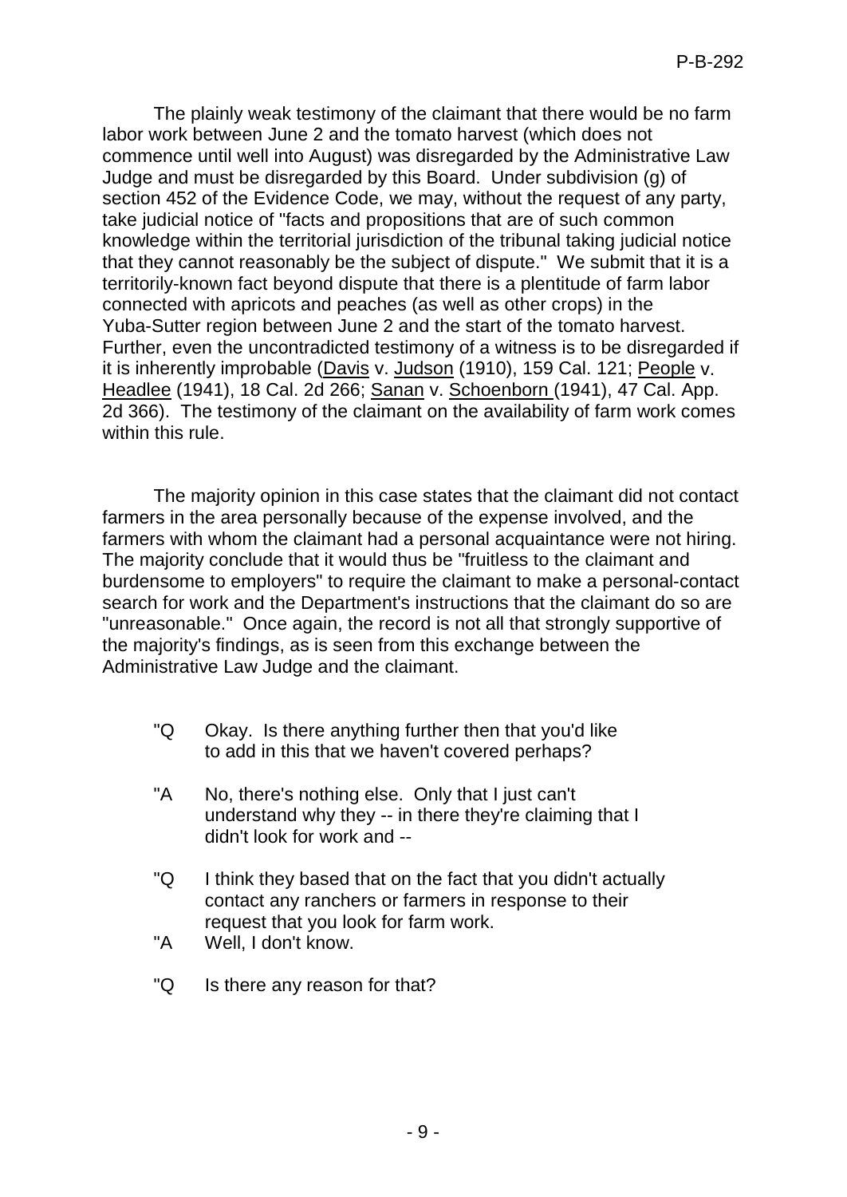The plainly weak testimony of the claimant that there would be no farm labor work between June 2 and the tomato harvest (which does not commence until well into August) was disregarded by the Administrative Law Judge and must be disregarded by this Board. Under subdivision (g) of section 452 of the Evidence Code, we may, without the request of any party, take judicial notice of "facts and propositions that are of such common knowledge within the territorial jurisdiction of the tribunal taking judicial notice that they cannot reasonably be the subject of dispute." We submit that it is a territorily-known fact beyond dispute that there is a plentitude of farm labor connected with apricots and peaches (as well as other crops) in the Yuba-Sutter region between June 2 and the start of the tomato harvest. Further, even the uncontradicted testimony of a witness is to be disregarded if it is inherently improbable (Davis v. Judson (1910), 159 Cal. 121; People v. Headlee (1941), 18 Cal. 2d 266; Sanan v. Schoenborn (1941), 47 Cal. App. 2d 366). The testimony of the claimant on the availability of farm work comes within this rule.

The majority opinion in this case states that the claimant did not contact farmers in the area personally because of the expense involved, and the farmers with whom the claimant had a personal acquaintance were not hiring. The majority conclude that it would thus be "fruitless to the claimant and burdensome to employers" to require the claimant to make a personal-contact search for work and the Department's instructions that the claimant do so are "unreasonable." Once again, the record is not all that strongly supportive of the majority's findings, as is seen from this exchange between the Administrative Law Judge and the claimant.

> "Q Okay. Is there anything further then that you'd like to add in this that we haven't covered perhaps?
>
> "A No, there's nothing else. Only that I just can't understand why they -- in there they're claiming that I didn't look for work and --
>
> "Q I think they based that on the fact that you didn't actually contact any ranchers or farmers in response to their request that you look for farm work.
>
> "A Well, I don't know.
>
> "Q Is there any reason for that?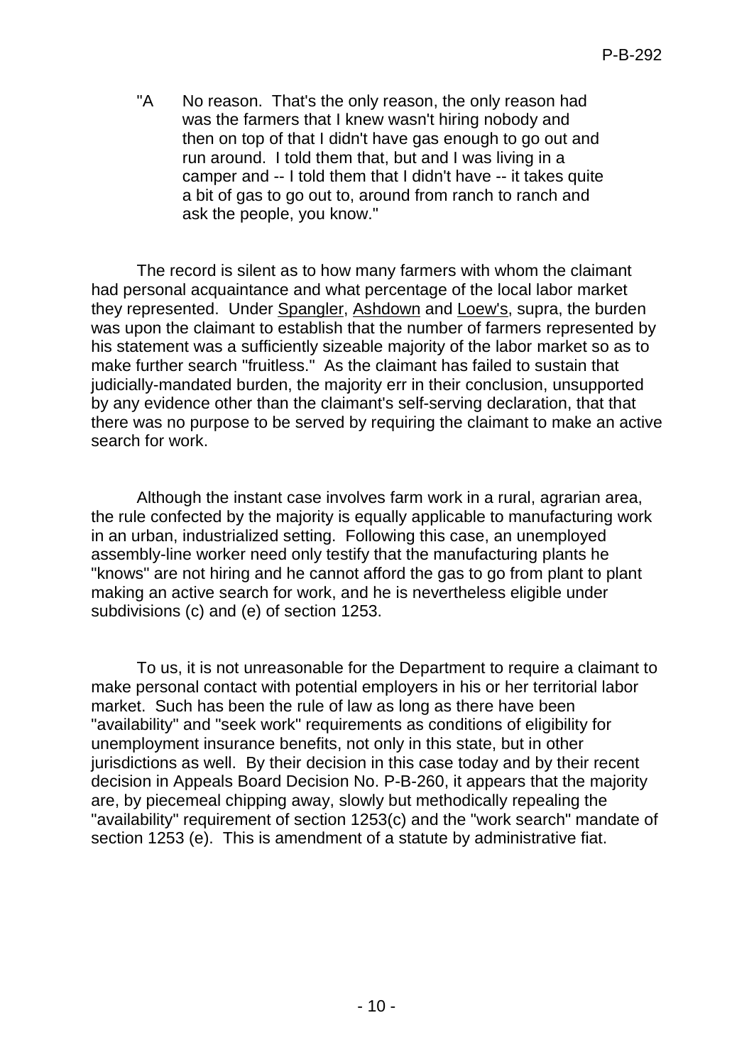> "A No reason. That's the only reason, the only reason had was the farmers that I knew wasn't hiring nobody and then on top of that I didn't have gas enough to go out and run around. I told them that, but and I was living in a camper and -- I told them that I didn't have -- it takes quite a bit of gas to go out to, around from ranch to ranch and ask the people, you know."

The record is silent as to how many farmers with whom the claimant had personal acquaintance and what percentage of the local labor market they represented. Under Spangler, Ashdown and Loew's, supra, the burden was upon the claimant to establish that the number of farmers represented by his statement was a sufficiently sizeable majority of the labor market so as to make further search "fruitless." As the claimant has failed to sustain that judicially-mandated burden, the majority err in their conclusion, unsupported by any evidence other than the claimant's self-serving declaration, that that there was no purpose to be served by requiring the claimant to make an active search for work.

Although the instant case involves farm work in a rural, agrarian area, the rule confected by the majority is equally applicable to manufacturing work in an urban, industrialized setting. Following this case, an unemployed assembly-line worker need only testify that the manufacturing plants he "knows" are not hiring and he cannot afford the gas to go from plant to plant making an active search for work, and he is nevertheless eligible under subdivisions (c) and (e) of section 1253.

To us, it is not unreasonable for the Department to require a claimant to make personal contact with potential employers in his or her territorial labor market. Such has been the rule of law as long as there have been "availability" and "seek work" requirements as conditions of eligibility for unemployment insurance benefits, not only in this state, but in other jurisdictions as well. By their decision in this case today and by their recent decision in Appeals Board Decision No. P-B-260, it appears that the majority are, by piecemeal chipping away, slowly but methodically repealing the "availability" requirement of section 1253(c) and the "work search" mandate of section 1253 (e). This is amendment of a statute by administrative fiat.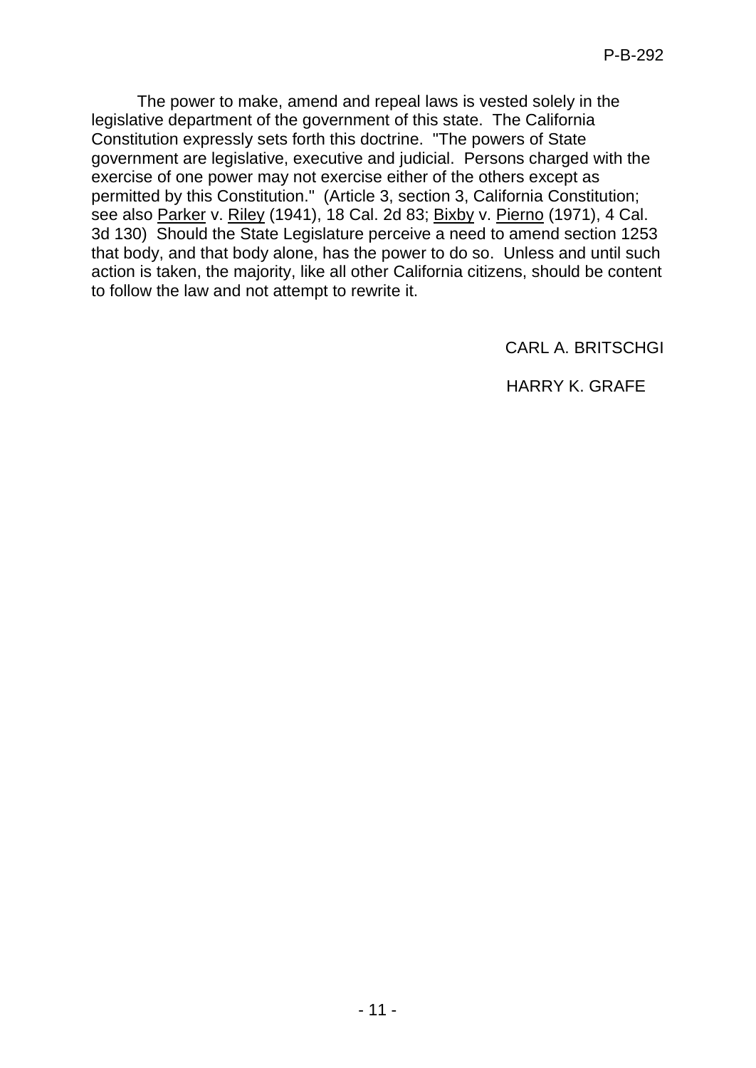The power to make, amend and repeal laws is vested solely in the legislative department of the government of this state. The California Constitution expressly sets forth this doctrine. "The powers of State government are legislative, executive and judicial. Persons charged with the exercise of one power may not exercise either of the others except as permitted by this Constitution." (Article 3, section 3, California Constitution; see also Parker v. Riley (1941), 18 Cal. 2d 83; Bixby v. Pierno (1971), 4 Cal. 3d 130) Should the State Legislature perceive a need to amend section 1253 that body, and that body alone, has the power to do so. Unless and until such action is taken, the majority, like all other California citizens, should be content to follow the law and not attempt to rewrite it.

CARL A. BRITSCHGI

HARRY K. GRAFE